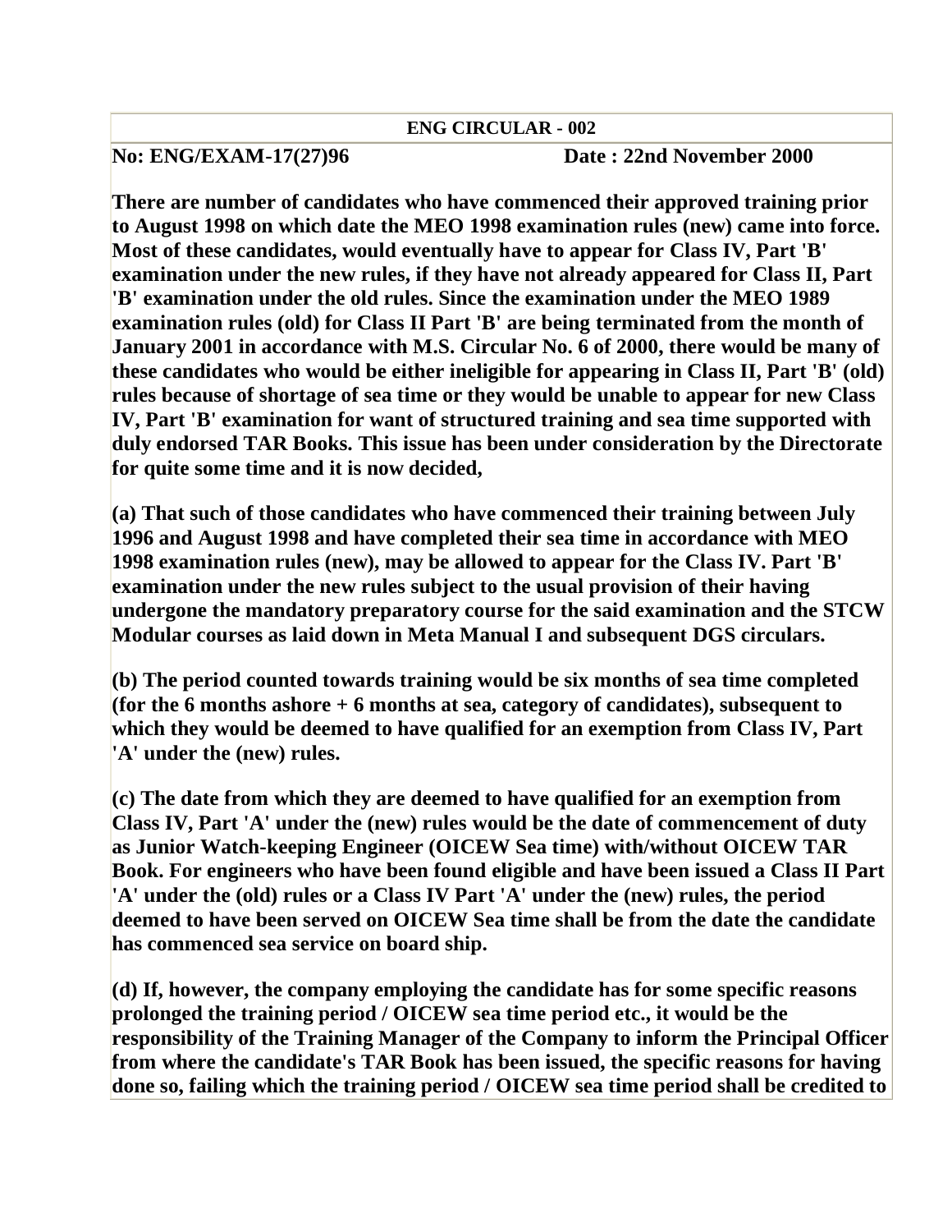**ENG CIRCULAR - 002**

**No: ENG/EXAM-17(27)96** **Date : 22nd November 2000**

**There are number of candidates who have commenced their approved training prior to August 1998 on which date the MEO 1998 examination rules (new) came into force. Most of these candidates, would eventually have to appear for Class IV, Part 'B' examination under the new rules, if they have not already appeared for Class II, Part 'B' examination under the old rules. Since the examination under the MEO 1989 examination rules (old) for Class II Part 'B' are being terminated from the month of January 2001 in accordance with M.S. Circular No. 6 of 2000, there would be many of these candidates who would be either ineligible for appearing in Class II, Part 'B' (old) rules because of shortage of sea time or they would be unable to appear for new Class IV, Part 'B' examination for want of structured training and sea time supported with duly endorsed TAR Books. This issue has been under consideration by the Directorate for quite some time and it is now decided,**

**(a) That such of those candidates who have commenced their training between July 1996 and August 1998 and have completed their sea time in accordance with MEO 1998 examination rules (new), may be allowed to appear for the Class IV. Part 'B' examination under the new rules subject to the usual provision of their having undergone the mandatory preparatory course for the said examination and the STCW Modular courses as laid down in Meta Manual I and subsequent DGS circulars.**

**(b) The period counted towards training would be six months of sea time completed (for the 6 months ashore + 6 months at sea, category of candidates), subsequent to which they would be deemed to have qualified for an exemption from Class IV, Part 'A' under the (new) rules.**

**(c) The date from which they are deemed to have qualified for an exemption from Class IV, Part 'A' under the (new) rules would be the date of commencement of duty as Junior Watch-keeping Engineer (OICEW Sea time) with/without OICEW TAR Book. For engineers who have been found eligible and have been issued a Class II Part 'A' under the (old) rules or a Class IV Part 'A' under the (new) rules, the period deemed to have been served on OICEW Sea time shall be from the date the candidate has commenced sea service on board ship.**

**(d) If, however, the company employing the candidate has for some specific reasons prolonged the training period / OICEW sea time period etc., it would be the responsibility of the Training Manager of the Company to inform the Principal Officer from where the candidate's TAR Book has been issued, the specific reasons for having done so, failing which the training period / OICEW sea time period shall be credited to**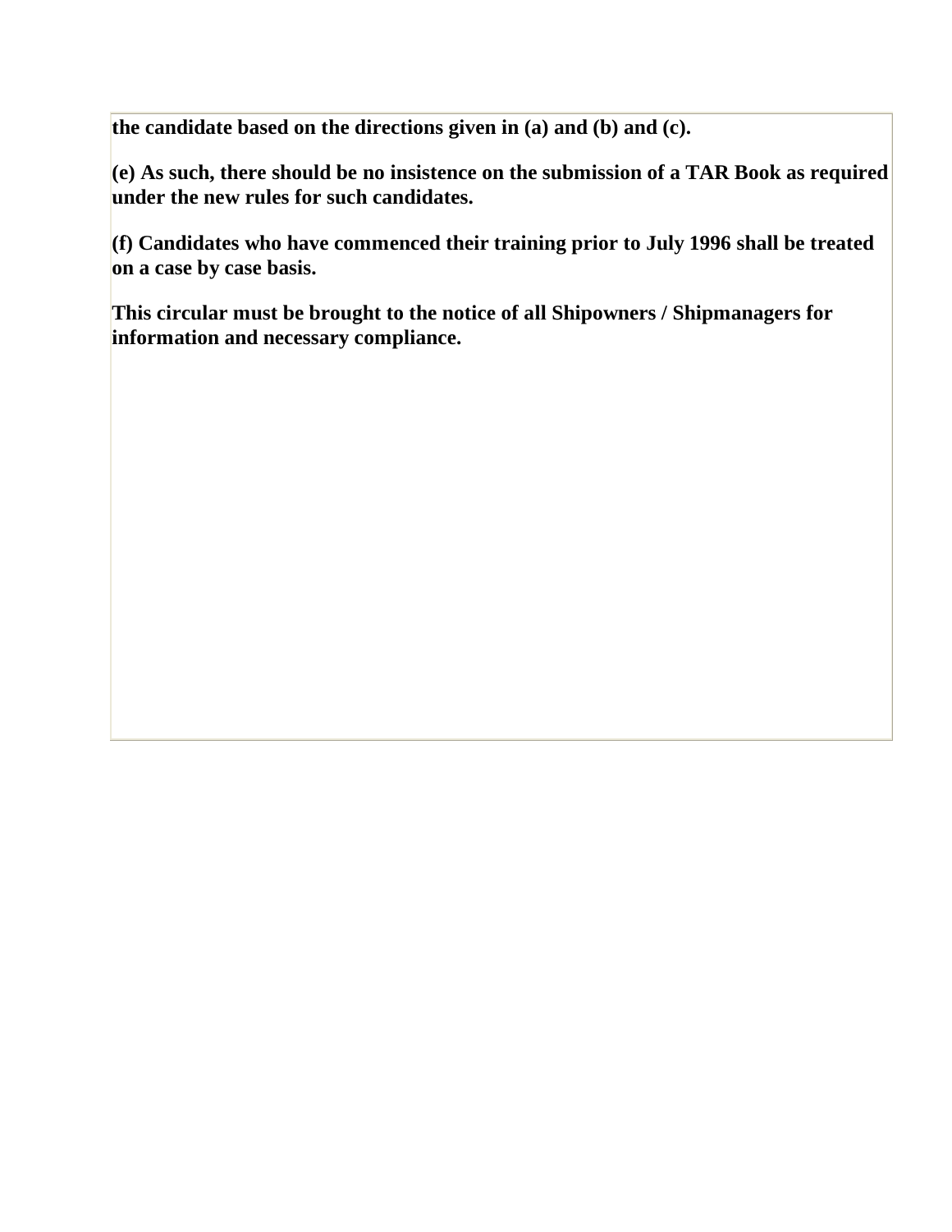**the candidate based on the directions given in (a) and (b) and (c).**

**(e) As such, there should be no insistence on the submission of a TAR Book as required under the new rules for such candidates.**

**(f) Candidates who have commenced their training prior to July 1996 shall be treated on a case by case basis.**

**This circular must be brought to the notice of all Shipowners / Shipmanagers for information and necessary compliance.**